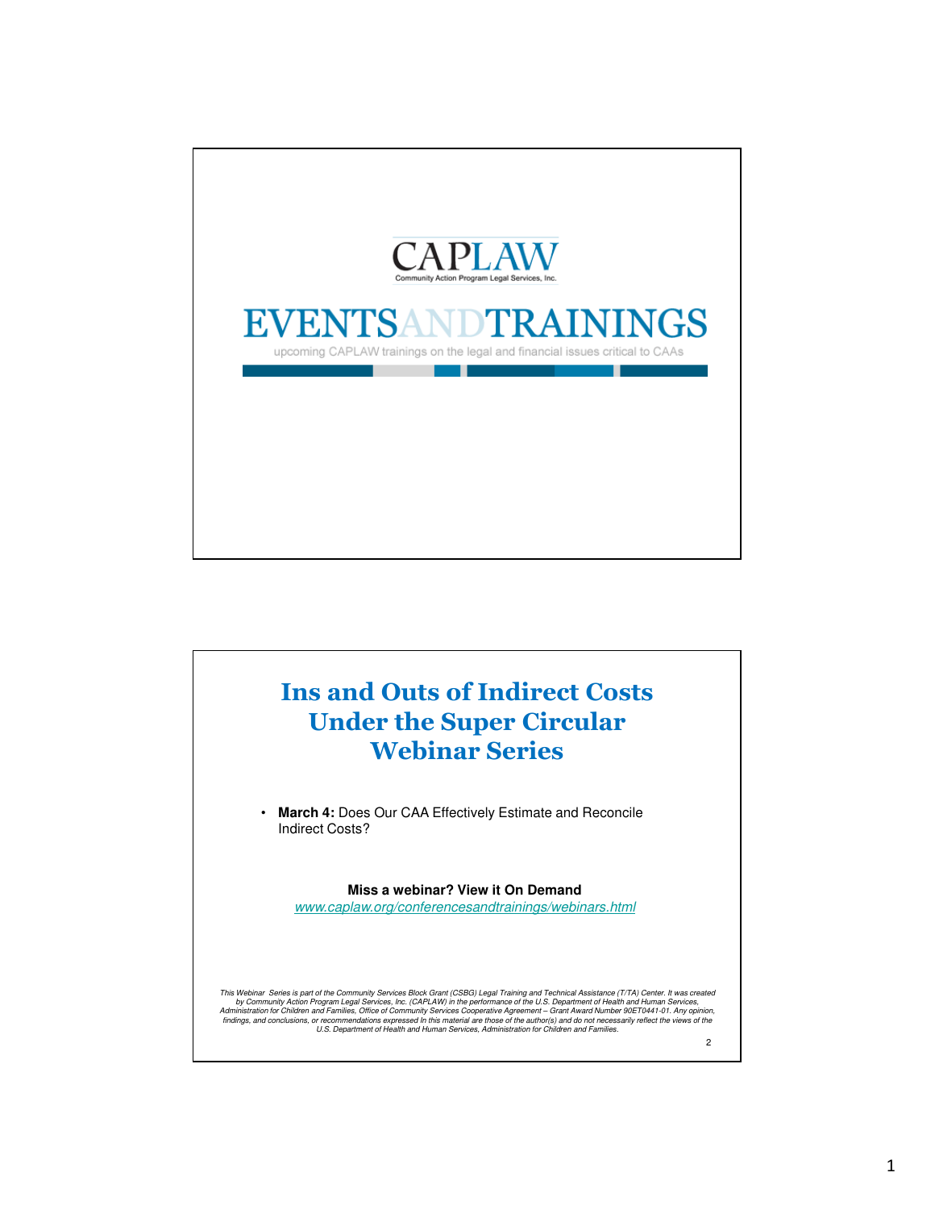# CAPLAW

Community Action Program Legal Services, Inc.

# EVENTSANDTRAININGS

upcoming CAPLAW trainings on the legal and financial issues critical to CAAs

## Ins and Outs of Indirect Costs Under the Super Circular Webinar Series

- **March 4:** Does Our CAA Effectively Estimate and Reconcile Indirect Costs?

**Miss a webinar? View it On Demand**

*www.caplaw.org/conferencesandtrainings/webinars.html*

*This Webinar Series is part of the Community Services Block Grant (CSBG) Legal Training and Technical Assistance (T/TA) Center. It was created by Community Action Program Legal Services, Inc. (CAPLAW) in the performance of the U.S. Department of Health and Human Services, Administration for Children and Families, Office of Community Services Cooperative Agreement – Grant Award Number 90ET0441-01. Any opinion, findings, and conclusions, or recommendations expressed In this material are those of the author(s) and do not necessarily reflect the views of the U.S. Department of Health and Human Services, Administration for Children and Families.*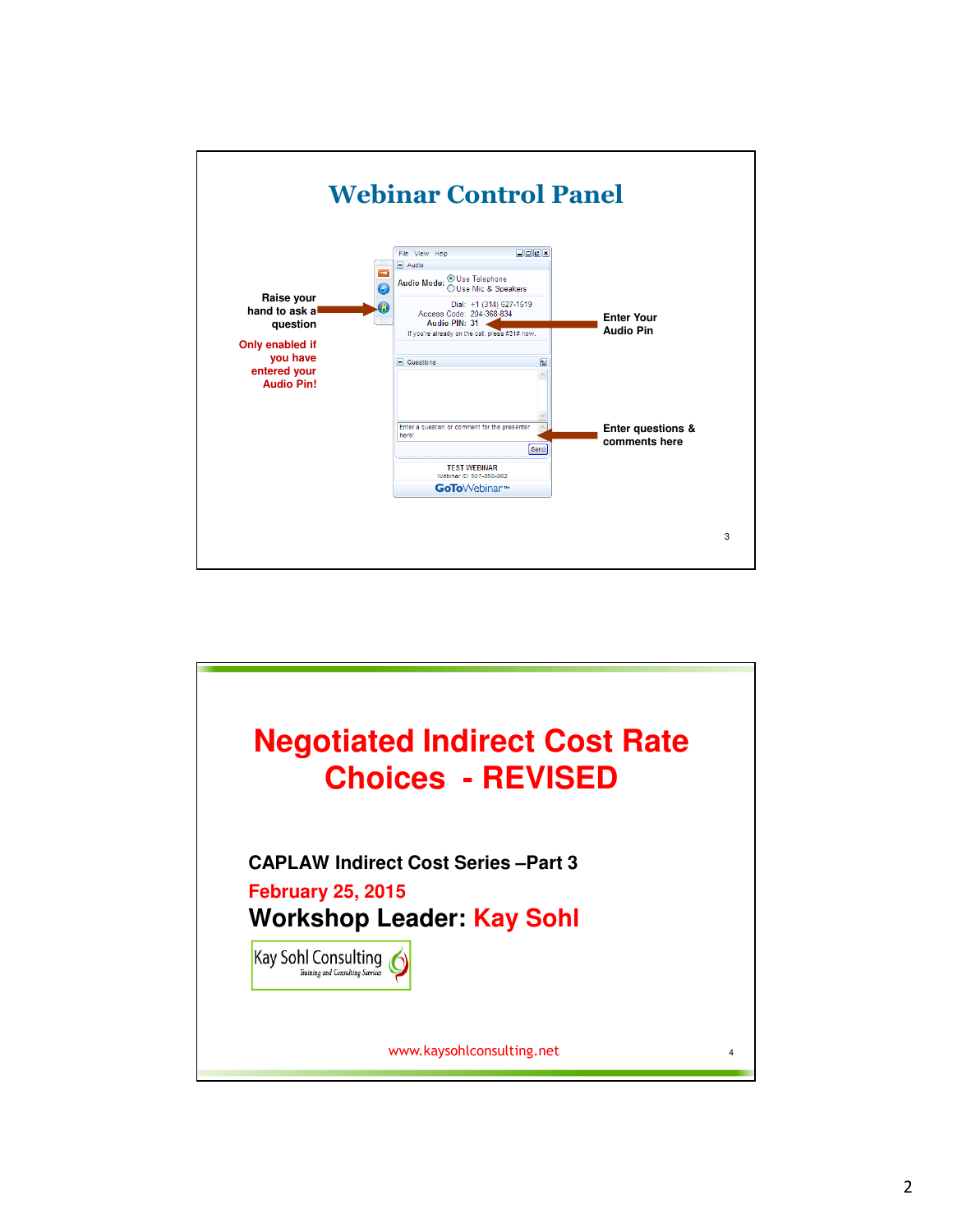## Webinar Control Panel

Raise your hand to ask a question

Only enabled if you have entered your Audio Pin!

File View Help

Audio

Audio Mode: Use Telephone / Use Mic & Speakers

Dial: +1 (314) 627-1519

Access Code: 204-368-834

Audio PIN: 31

If you're already on the call, press #31# now.

Enter Your Audio Pin

Questions

Enter a question or comment for the presenter here!

Send

Enter questions & comments here

TEST WEBINAR

Webinar ID: 507-858-862

GoToWebinar™

---

# Negotiated Indirect Cost Rate Choices - REVISED

**CAPLAW Indirect Cost Series –Part 3**

**February 25, 2015**

**Workshop Leader: Kay Sohl**

Kay Sohl Consulting

*Training and Consulting Services*

www.kaysohlconsulting.net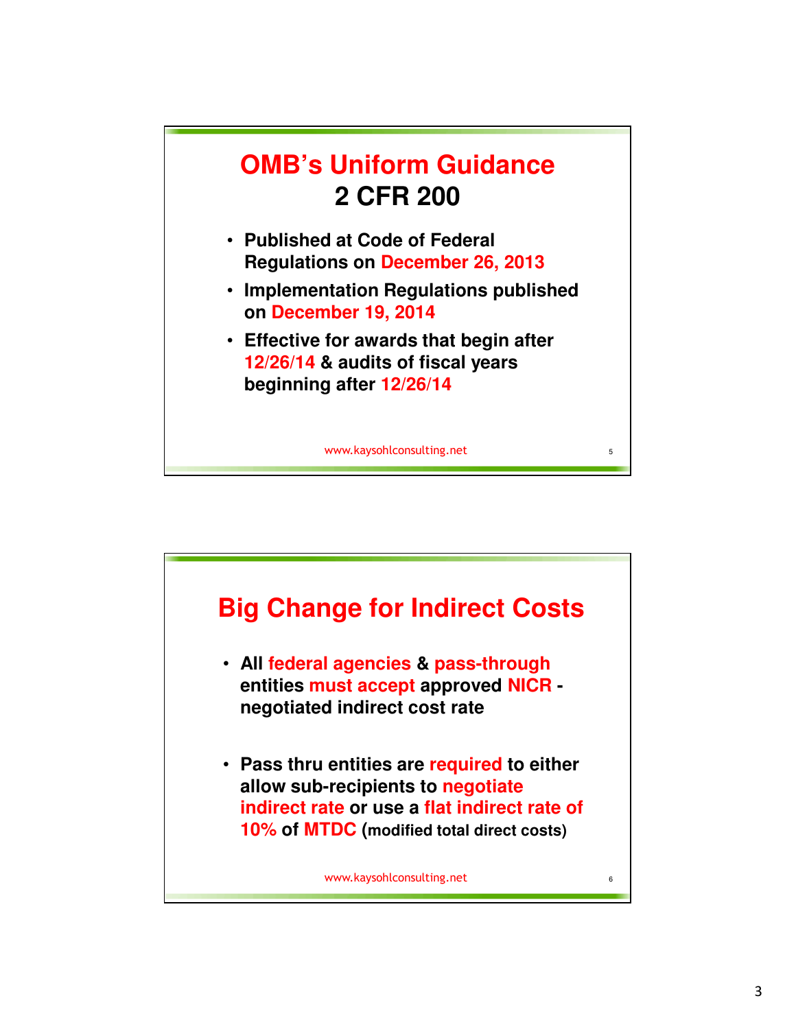# OMB's Uniform Guidance
## 2 CFR 200

- Published at Code of Federal Regulations on December 26, 2013
- Implementation Regulations published on December 19, 2014
- Effective for awards that begin after 12/26/14 & audits of fiscal years beginning after 12/26/14

www.kaysohlconsulting.net

# Big Change for Indirect Costs

- All federal agencies & pass-through entities must accept approved NICR - negotiated indirect cost rate
- Pass thru entities are required to either allow sub-recipients to negotiate indirect rate or use a flat indirect rate of 10% of MTDC (modified total direct costs)

www.kaysohlconsulting.net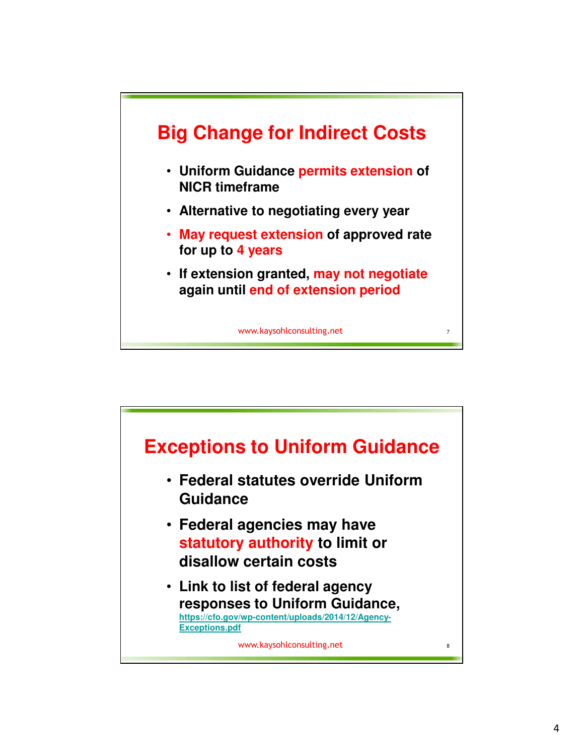## Big Change for Indirect Costs

- Uniform Guidance permits extension of NICR timeframe
- Alternative to negotiating every year
- May request extension of approved rate for up to 4 years
- If extension granted, may not negotiate again until end of extension period

www.kaysohlconsulting.net

## Exceptions to Uniform Guidance

- Federal statutes override Uniform Guidance
- Federal agencies may have statutory authority to limit or disallow certain costs
- Link to list of federal agency responses to Uniform Guidance, https://cfo.gov/wp-content/uploads/2014/12/Agency-Exceptions.pdf

www.kaysohlconsulting.net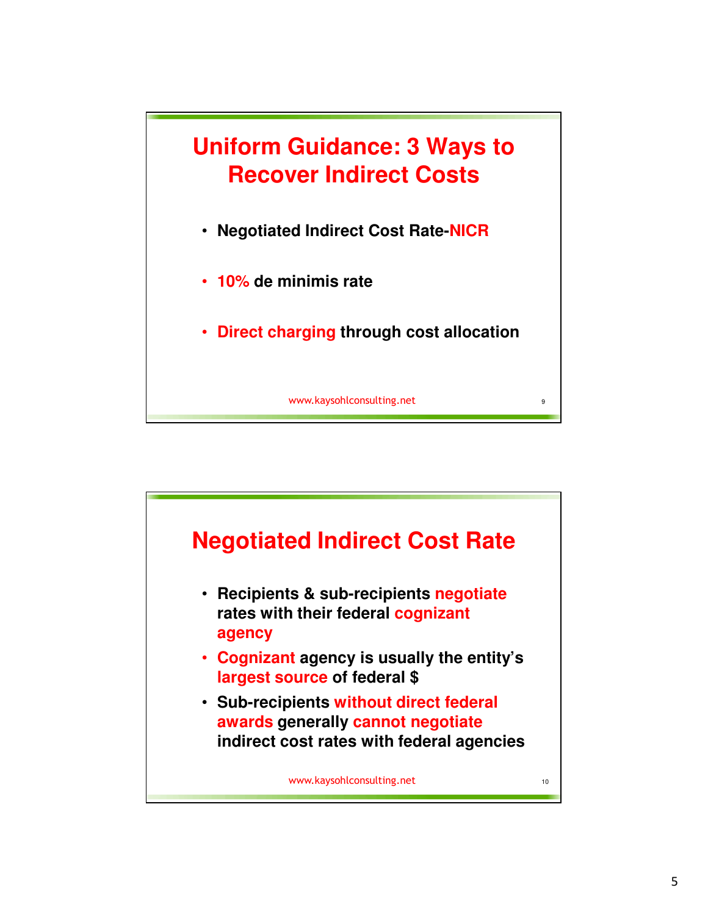## Uniform Guidance: 3 Ways to Recover Indirect Costs

- Negotiated Indirect Cost Rate-NICR
- 10% de minimis rate
- Direct charging through cost allocation

www.kaysohlconsulting.net

## Negotiated Indirect Cost Rate

- Recipients & sub-recipients negotiate rates with their federal cognizant agency
- Cognizant agency is usually the entity's largest source of federal $
- Sub-recipients without direct federal awards generally cannot negotiate indirect cost rates with federal agencies

www.kaysohlconsulting.net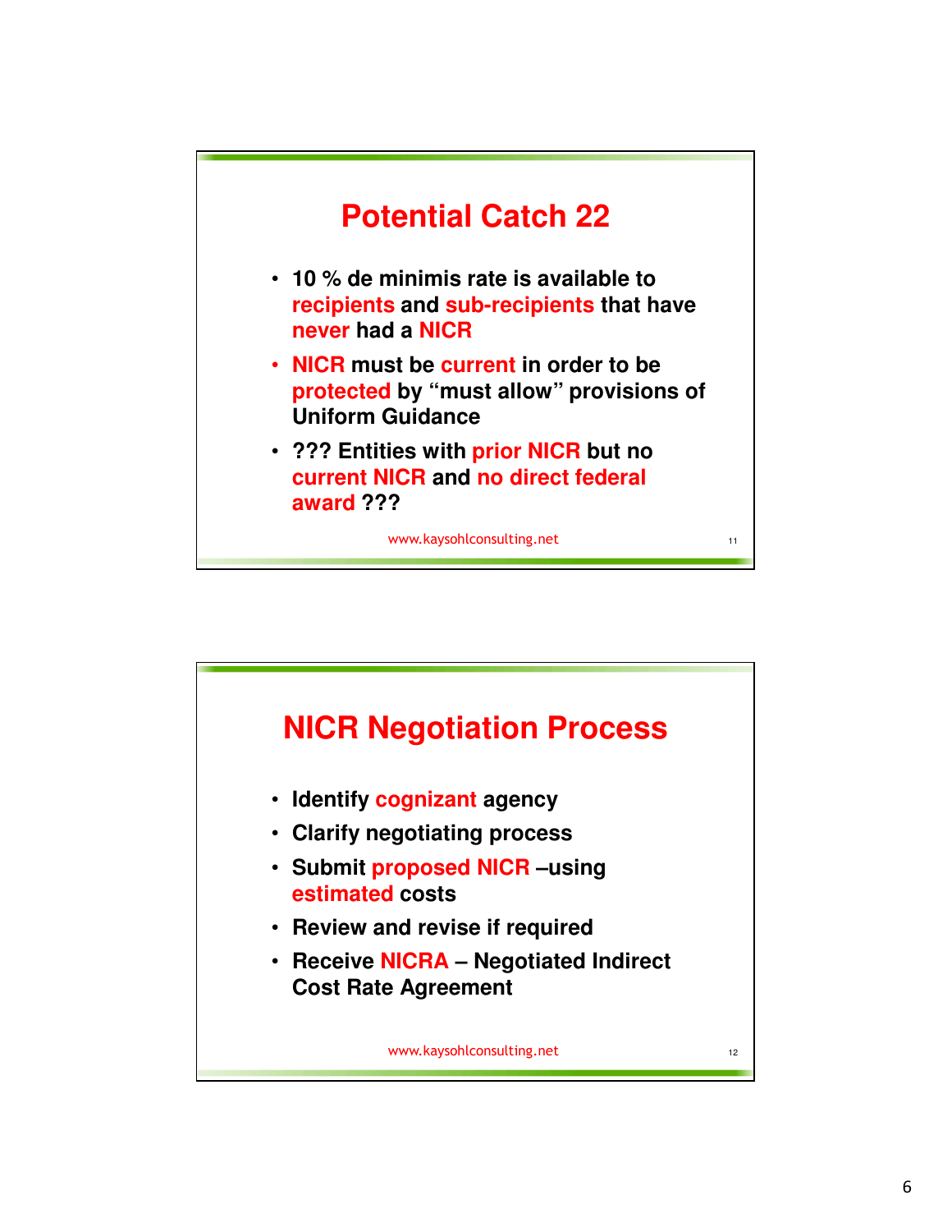## Potential Catch 22

- 10 % de minimis rate is available to recipients and sub-recipients that have never had a NICR
- NICR must be current in order to be protected by "must allow" provisions of Uniform Guidance
- ??? Entities with prior NICR but no current NICR and no direct federal award ???

www.kaysohlconsulting.net

## NICR Negotiation Process

- Identify cognizant agency
- Clarify negotiating process
- Submit proposed NICR –using estimated costs
- Review and revise if required
- Receive NICRA – Negotiated Indirect Cost Rate Agreement

www.kaysohlconsulting.net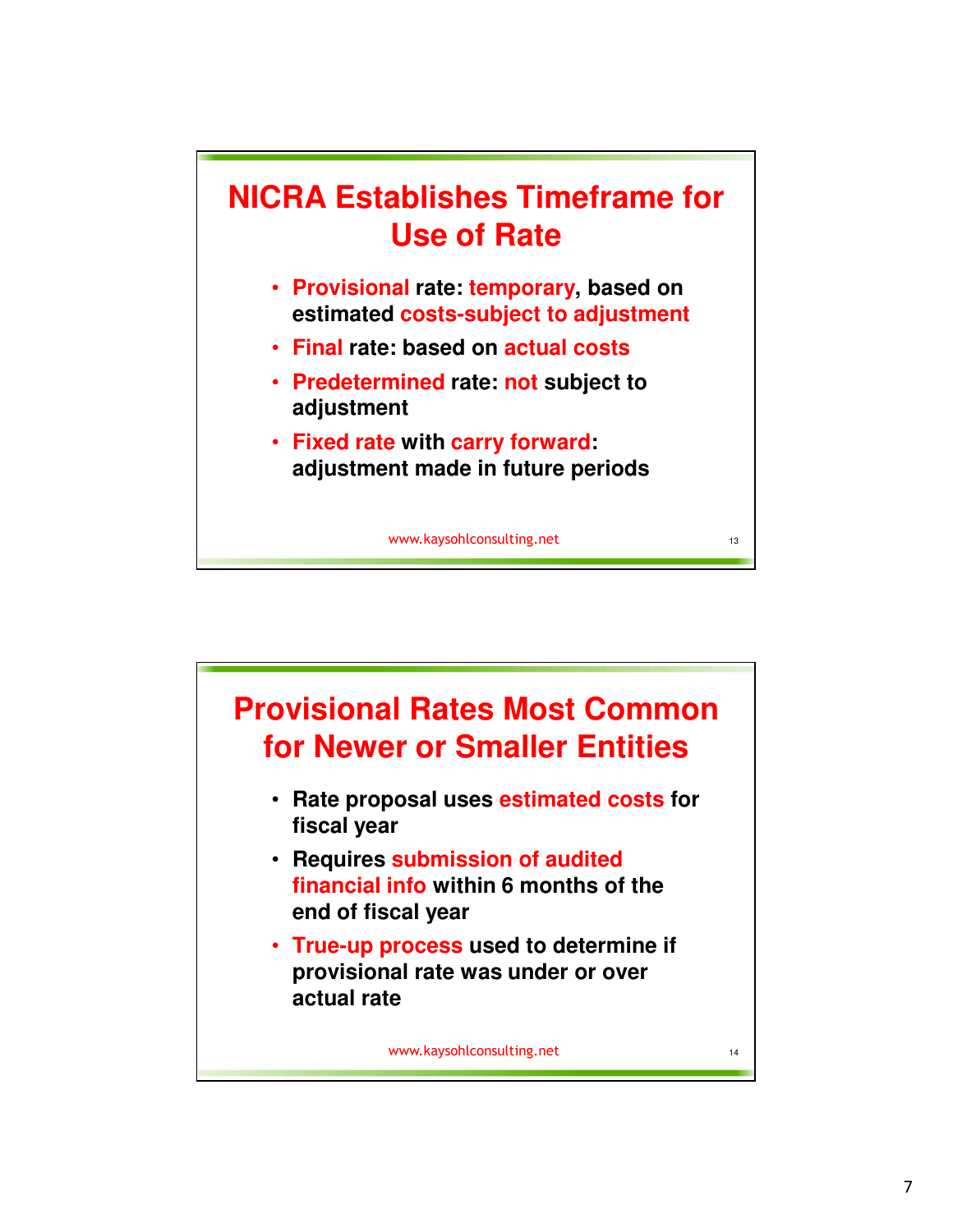## NICRA Establishes Timeframe for Use of Rate

- **Provisional rate: temporary, based on estimated costs-subject to adjustment**
- **Final rate: based on actual costs**
- **Predetermined rate: not subject to adjustment**
- **Fixed rate with carry forward: adjustment made in future periods**

www.kaysohlconsulting.net

## Provisional Rates Most Common for Newer or Smaller Entities

- **Rate proposal uses estimated costs for fiscal year**
- **Requires submission of audited financial info within 6 months of the end of fiscal year**
- **True-up process used to determine if provisional rate was under or over actual rate**

www.kaysohlconsulting.net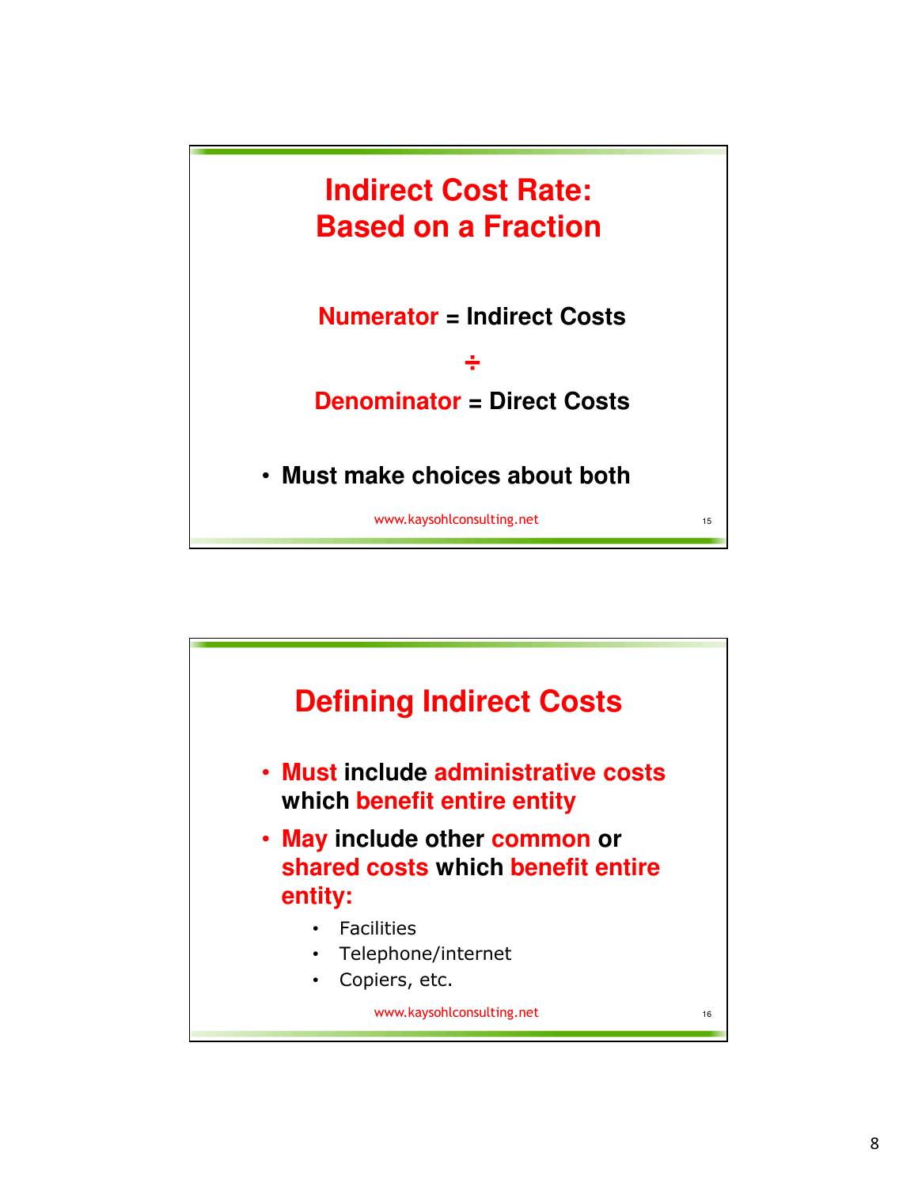## Indirect Cost Rate: Based on a Fraction

**Numerator = Indirect Costs**

**÷**

**Denominator = Direct Costs**

- **Must make choices about both**

www.kaysohlconsulting.net

## Defining Indirect Costs

- **Must include administrative costs which benefit entire entity**
- **May include other common or shared costs which benefit entire entity:**
  - Facilities
  - Telephone/internet
  - Copiers, etc.

www.kaysohlconsulting.net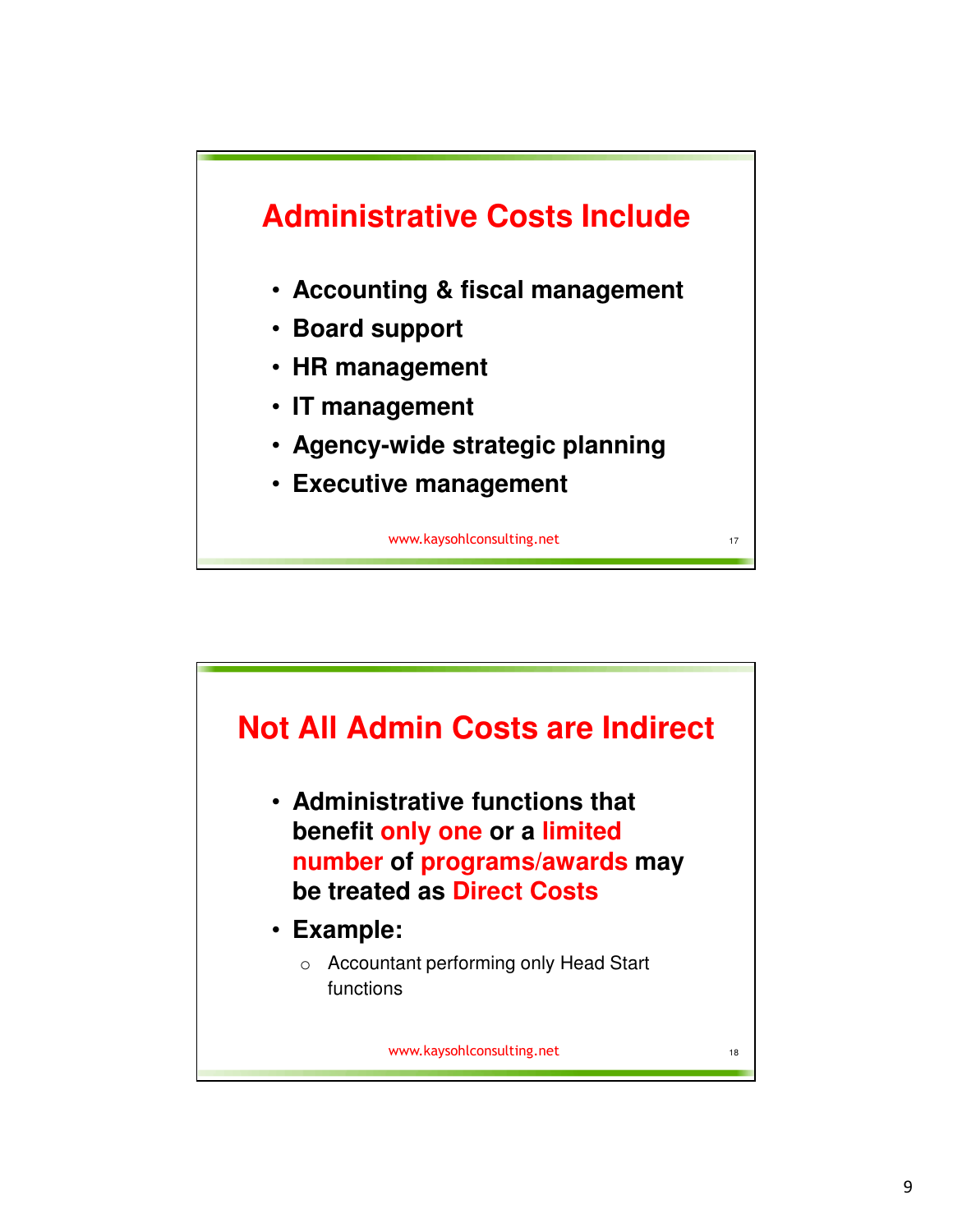## Administrative Costs Include

- **Accounting & fiscal management**
- **Board support**
- **HR management**
- **IT management**
- **Agency-wide strategic planning**
- **Executive management**

www.kaysohlconsulting.net

## Not All Admin Costs are Indirect

- **Administrative functions that benefit only one or a limited number of programs/awards may be treated as Direct Costs**
- **Example:**
  - Accountant performing only Head Start functions

www.kaysohlconsulting.net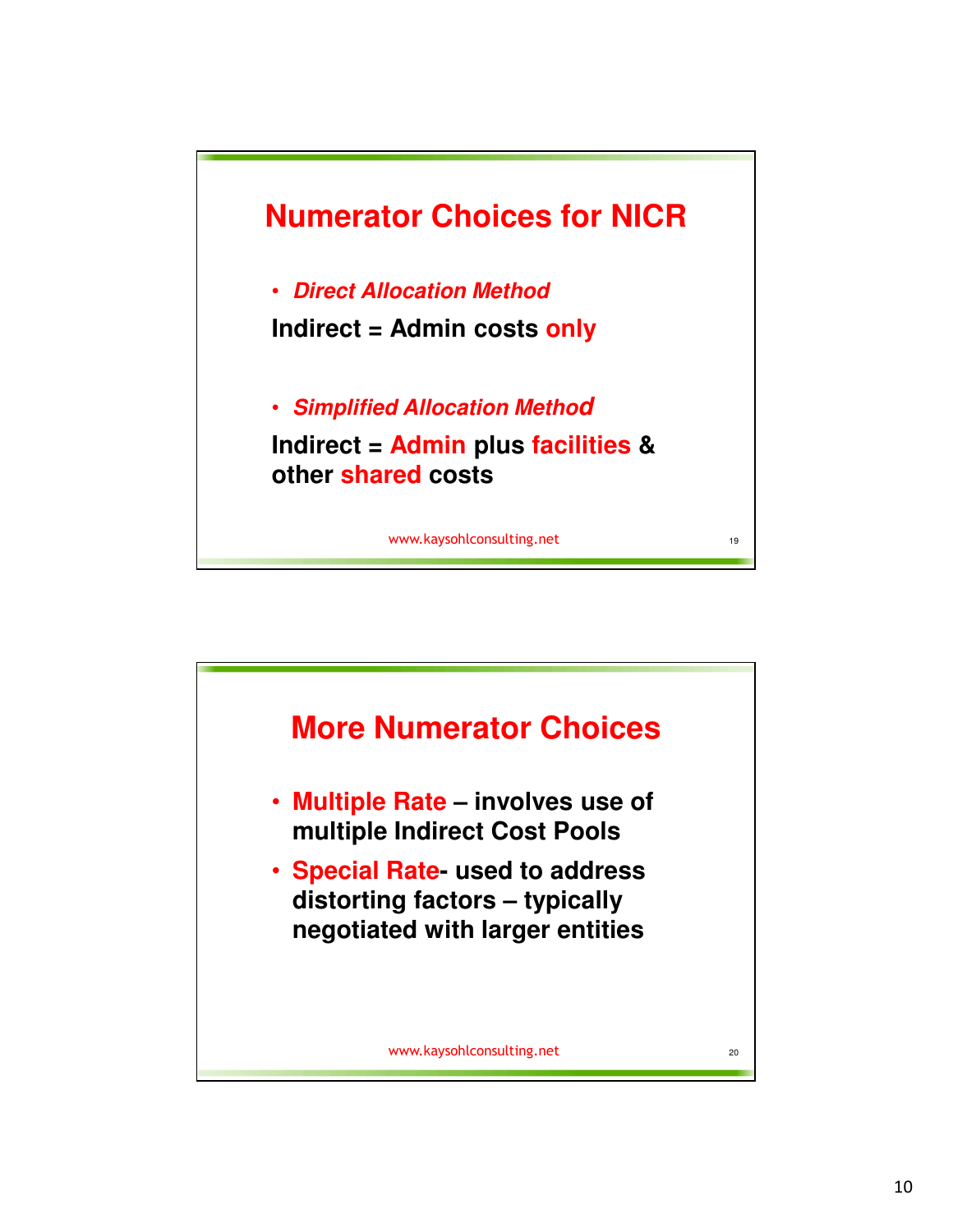## Numerator Choices for NICR

- ***Direct Allocation Method***

**Indirect = Admin costs only**

- ***Simplified Allocation Method***

**Indirect = Admin plus facilities & other shared costs**

www.kaysohlconsulting.net

## More Numerator Choices

- **Multiple Rate – involves use of multiple Indirect Cost Pools**
- **Special Rate- used to address distorting factors – typically negotiated with larger entities**

www.kaysohlconsulting.net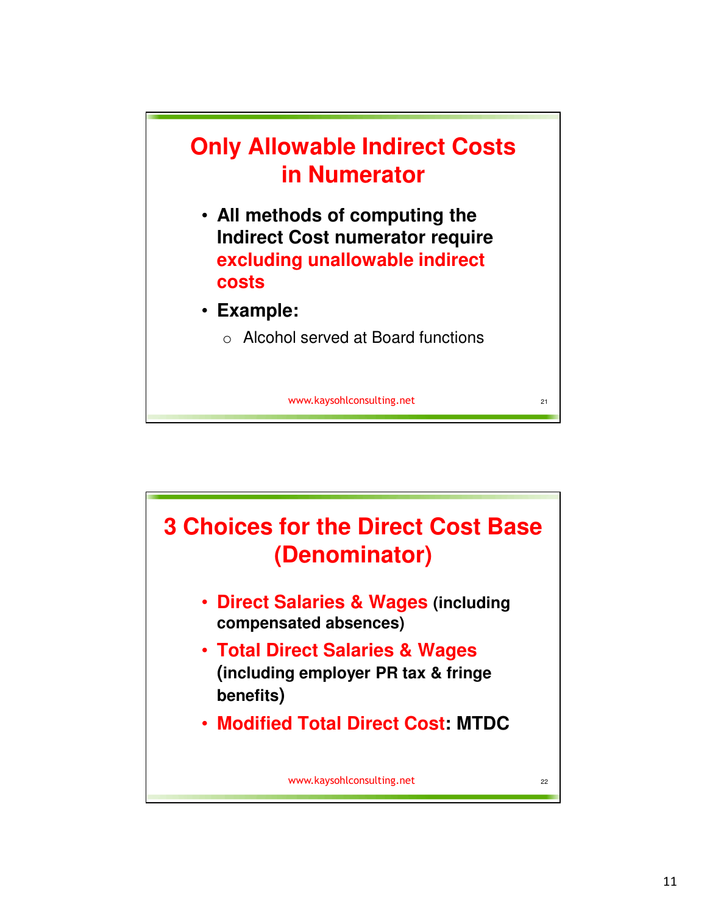## Only Allowable Indirect Costs in Numerator

- **All methods of computing the Indirect Cost numerator require excluding unallowable indirect costs**
- **Example:**
  - Alcohol served at Board functions

www.kaysohlconsulting.net

## 3 Choices for the Direct Cost Base (Denominator)

- **Direct Salaries & Wages (including compensated absences)**
- **Total Direct Salaries & Wages (including employer PR tax & fringe benefits)**
- **Modified Total Direct Cost: MTDC**

www.kaysohlconsulting.net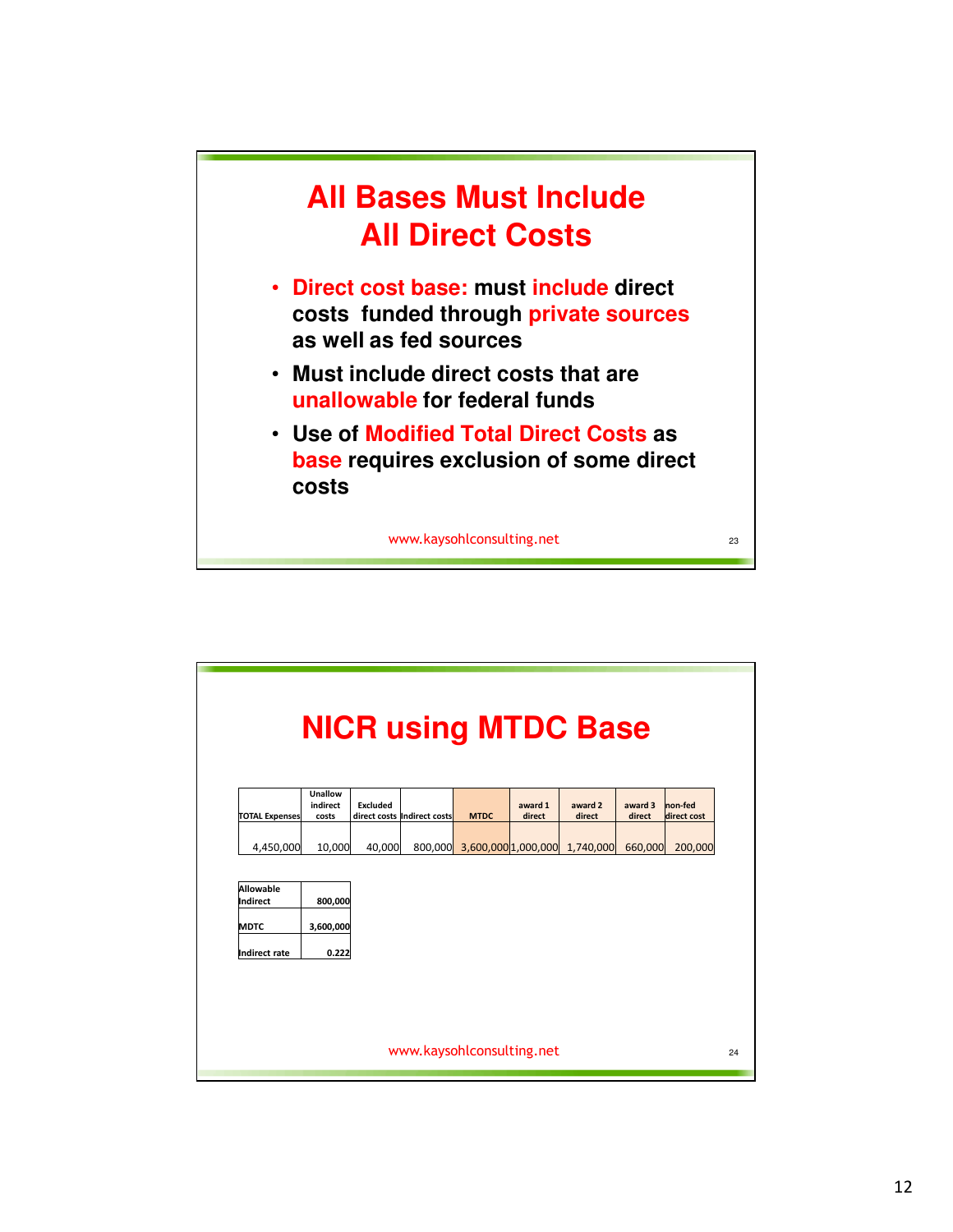# All Bases Must Include All Direct Costs

- **Direct cost base: must include direct costs funded through private sources as well as fed sources**
- **Must include direct costs that are unallowable for federal funds**
- **Use of Modified Total Direct Costs as base requires exclusion of some direct costs**

www.kaysohlconsulting.net

# NICR using MTDC Base

| TOTAL Expenses | Unallow indirect costs | Excluded direct costs | Indirect costs | MTDC | award 1 direct | award 2 direct | award 3 direct | non-fed direct cost |
|---|---|---|---|---|---|---|---|---|
| 4,450,000 | 10,000 | 40,000 | 800,000 | 3,600,000 | 1,000,000 | 1,740,000 | 660,000 | 200,000 |

| | |
|---|---|
| Allowable Indirect | 800,000 |
| MDTC | 3,600,000 |
| Indirect rate | 0.222 |

www.kaysohlconsulting.net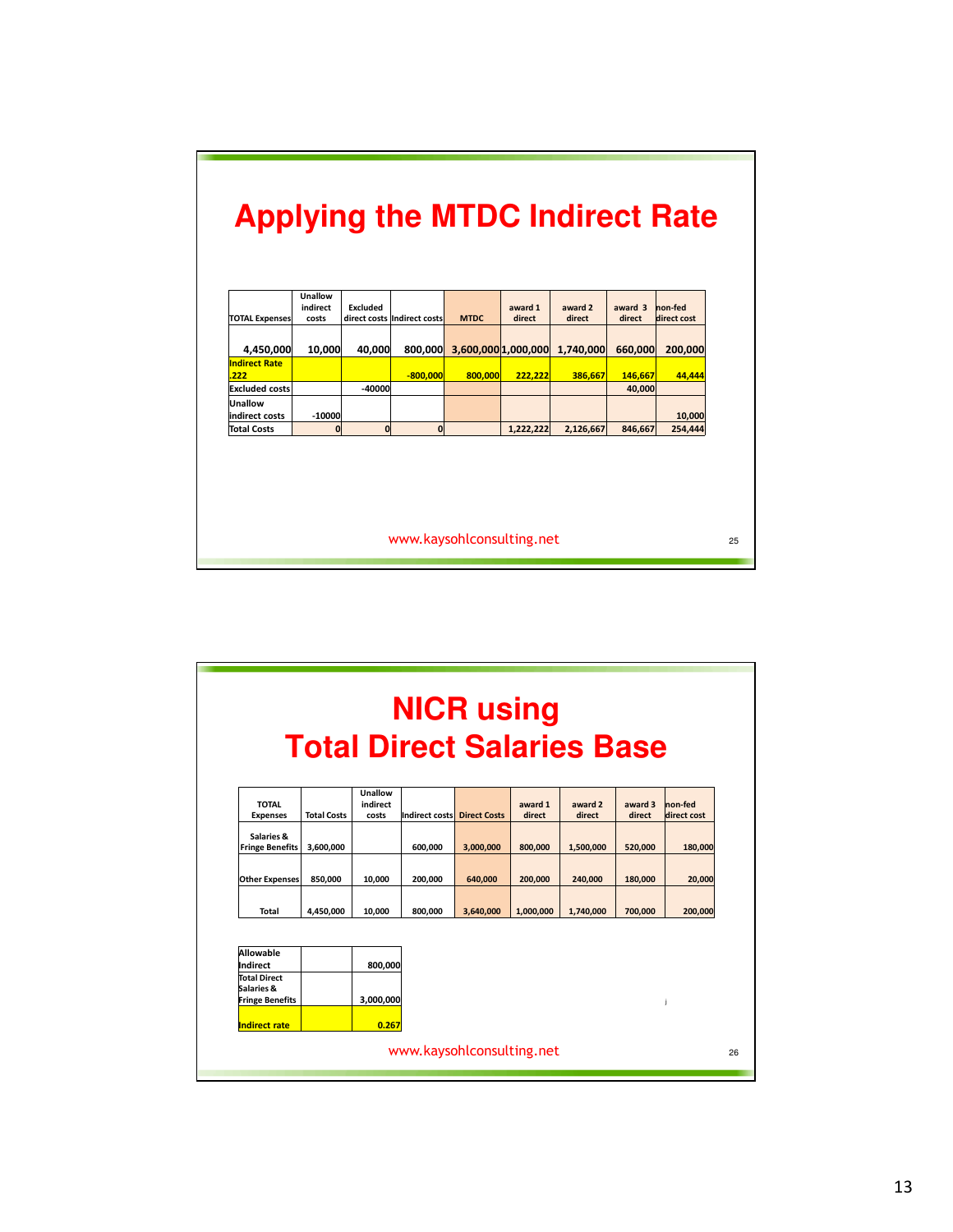## Applying the MTDC Indirect Rate

| TOTAL Expenses | Unallow indirect costs | Excluded direct costs | Indirect costs | MTDC | award 1 direct | award 2 direct | award 3 direct | non-fed direct cost |
|---|---|---|---|---|---|---|---|---|
| 4,450,000 | 10,000 | 40,000 | 800,000 | 3,600,000 | 1,000,000 | 1,740,000 | 660,000 | 200,000 |
| Indirect Rate .222 | | | -800,000 | 800,000 | 222,222 | 386,667 | 146,667 | 44,444 |
| Excluded costs | | -40000 | | | | | 40,000 | |
| Unallow indirect costs | -10000 | | | | | | | 10,000 |
| Total Costs | 0 | 0 | 0 | | 1,222,222 | 2,126,667 | 846,667 | 254,444 |

www.kaysohlconsulting.net

## NICR using Total Direct Salaries Base

| TOTAL Expenses | Total Costs | Unallow indirect costs | Indirect costs | Direct Costs | award 1 direct | award 2 direct | award 3 direct | non-fed direct cost |
|---|---|---|---|---|---|---|---|---|
| Salaries & Fringe Benefits | 3,600,000 | | 600,000 | 3,000,000 | 800,000 | 1,500,000 | 520,000 | 180,000 |
| Other Expenses | 850,000 | 10,000 | 200,000 | 640,000 | 200,000 | 240,000 | 180,000 | 20,000 |
| Total | 4,450,000 | 10,000 | 800,000 | 3,640,000 | 1,000,000 | 1,740,000 | 700,000 | 200,000 |

| | | |
|---|---|---|
| Allowable Indirect | | 800,000 |
| Total Direct Salaries & Fringe Benefits | | 3,000,000 |
| Indirect rate | | 0.267 |

www.kaysohlconsulting.net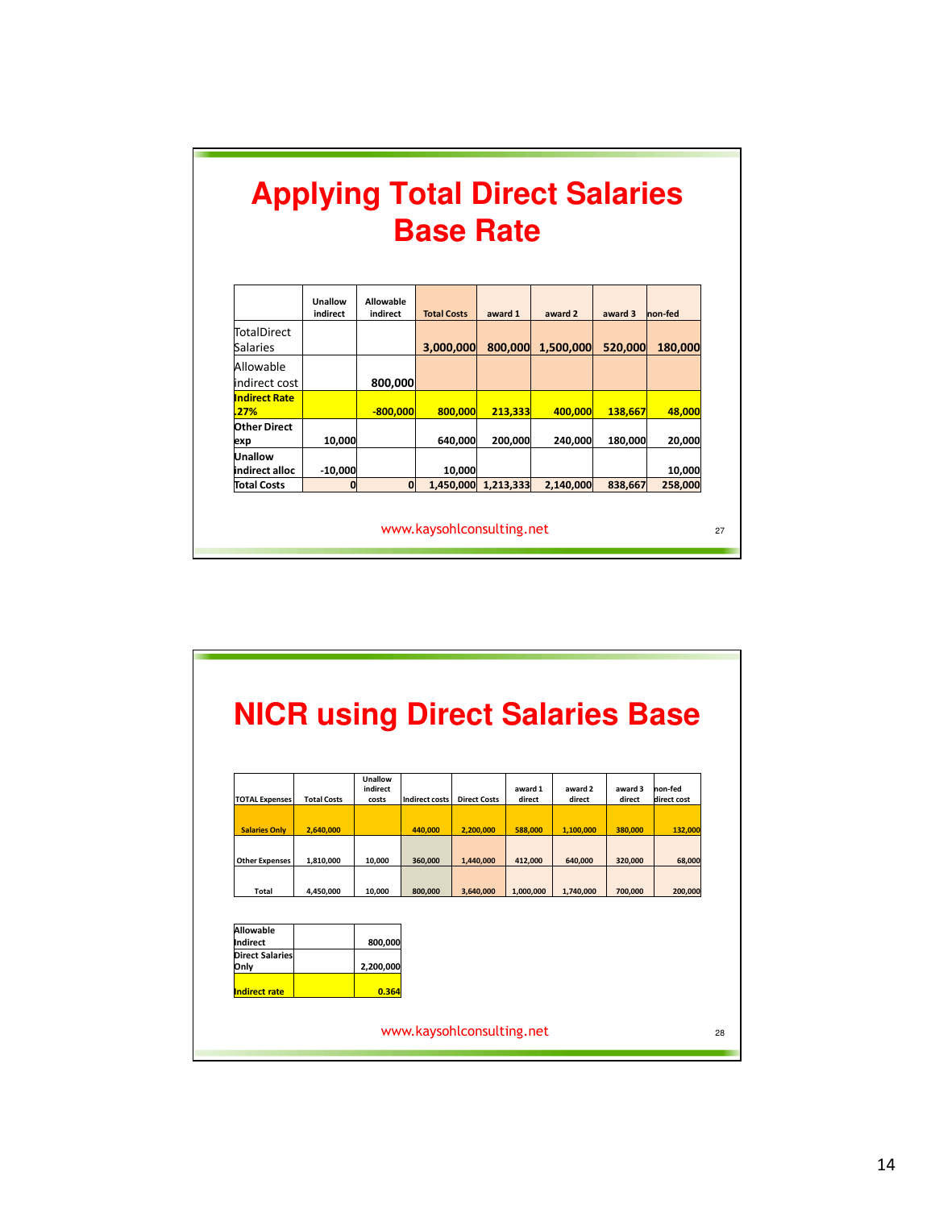# Applying Total Direct Salaries Base Rate

| | Unallow indirect | Allowable indirect | Total Costs | award 1 | award 2 | award 3 | non-fed |
|---|---|---|---|---|---|---|---|
| TotalDirect Salaries | | | 3,000,000 | 800,000 | 1,500,000 | 520,000 | 180,000 |
| Allowable indirect cost | | 800,000 | | | | | |
| **Indirect Rate .27%** | | -800,000 | 800,000 | 213,333 | 400,000 | 138,667 | 48,000 |
| **Other Direct exp** | 10,000 | | 640,000 | 200,000 | 240,000 | 180,000 | 20,000 |
| **Unallow indirect alloc** | -10,000 | | 10,000 | | | | 10,000 |
| **Total Costs** | 0 | 0 | 1,450,000 | 1,213,333 | 2,140,000 | 838,667 | 258,000 |

www.kaysohlconsulting.net

# NICR using Direct Salaries Base

| TOTAL Expenses | Total Costs | Unallow indirect costs | Indirect costs | Direct Costs | award 1 direct | award 2 direct | award 3 direct | non-fed direct cost |
|---|---|---|---|---|---|---|---|---|
| Salaries Only | 2,640,000 | | 440,000 | 2,200,000 | 588,000 | 1,100,000 | 380,000 | 132,000 |
| Other Expenses | 1,810,000 | 10,000 | 360,000 | 1,440,000 | 412,000 | 640,000 | 320,000 | 68,000 |
| Total | 4,450,000 | 10,000 | 800,000 | 3,640,000 | 1,000,000 | 1,740,000 | 700,000 | 200,000 |

| | | |
|---|---|---|
| Allowable Indirect | | 800,000 |
| Direct Salaries Only | | 2,200,000 |
| Indirect rate | | 0.364 |

www.kaysohlconsulting.net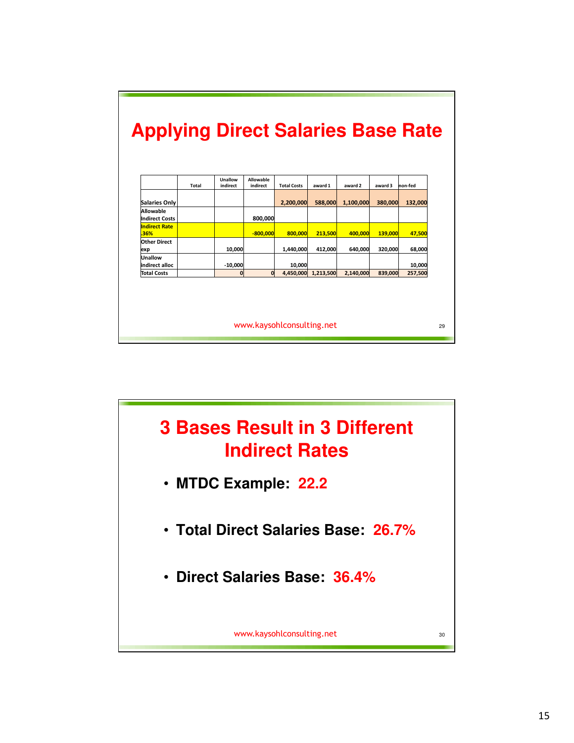# Applying Direct Salaries Base Rate

| | Total | Unallow indirect | Allowable indirect | Total Costs | award 1 | award 2 | award 3 | non-fed |
|---|---|---|---|---|---|---|---|---|
| Salaries Only | | | | 2,200,000 | 588,000 | 1,100,000 | 380,000 | 132,000 |
| Allowable Indirect Costs | | | 800,000 | | | | | |
| Indirect Rate .36% | | | -800,000 | 800,000 | 213,500 | 400,000 | 139,000 | 47,500 |
| Other Direct exp | | 10,000 | | 1,440,000 | 412,000 | 640,000 | 320,000 | 68,000 |
| Unallow indirect alloc | | -10,000 | | 10,000 | | | | 10,000 |
| Total Costs | | 0 | 0 | 4,450,000 | 1,213,500 | 2,140,000 | 839,000 | 257,500 |

www.kaysohlconsulting.net

# 3 Bases Result in 3 Different Indirect Rates

- **MTDC Example: 22.2**
- **Total Direct Salaries Base: 26.7%**
- **Direct Salaries Base: 36.4%**

www.kaysohlconsulting.net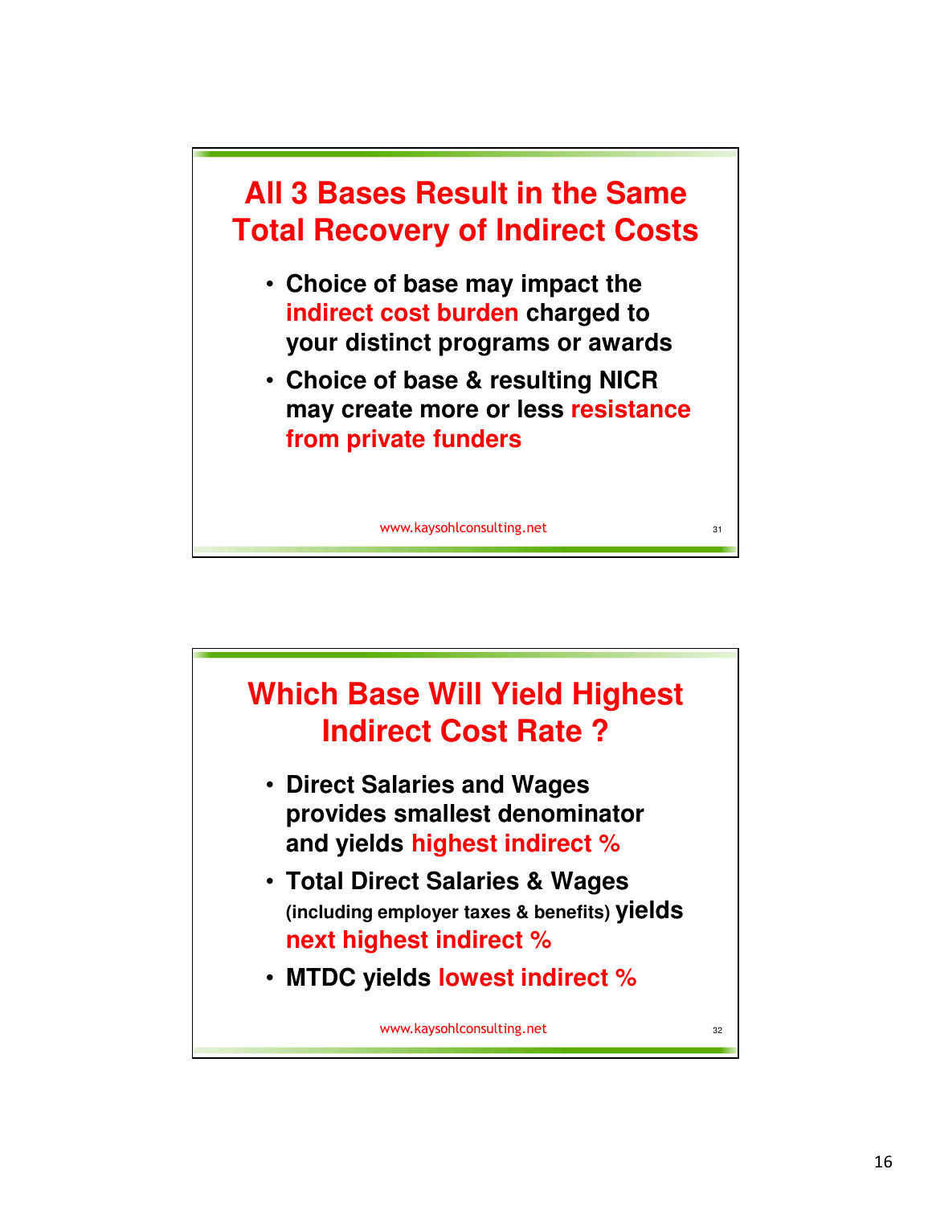## All 3 Bases Result in the Same Total Recovery of Indirect Costs

- Choice of base may impact the **indirect cost burden** charged to your distinct programs or awards
- Choice of base & resulting NICR may create more or less **resistance from private funders**

www.kaysohlconsulting.net

## Which Base Will Yield Highest Indirect Cost Rate ?

- Direct Salaries and Wages provides smallest denominator and yields **highest indirect %**
- Total Direct Salaries & Wages (including employer taxes & benefits) yields **next highest indirect %**
- MTDC yields **lowest indirect %**

www.kaysohlconsulting.net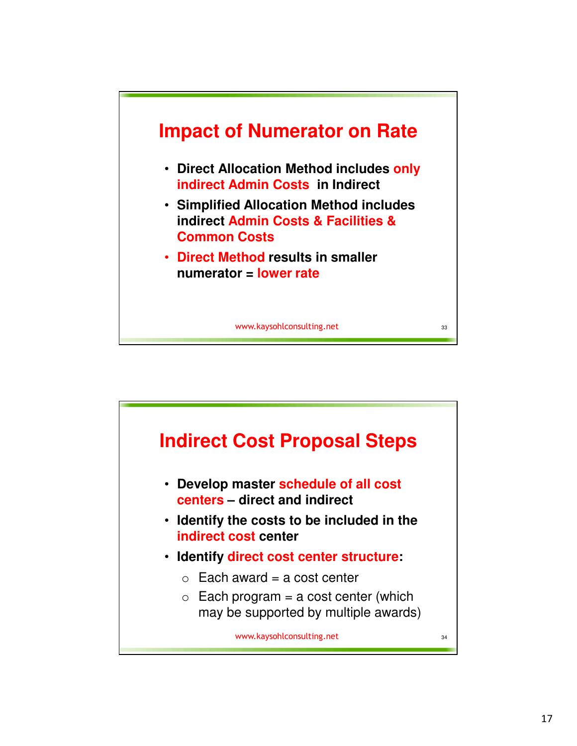## Impact of Numerator on Rate

- Direct Allocation Method includes only indirect Admin Costs in Indirect
- Simplified Allocation Method includes indirect Admin Costs & Facilities & Common Costs
- Direct Method results in smaller numerator = lower rate

www.kaysohlconsulting.net

## Indirect Cost Proposal Steps

- Develop master schedule of all cost centers – direct and indirect
- Identify the costs to be included in the indirect cost center
- Identify direct cost center structure:
  - Each award = a cost center
  - Each program = a cost center (which may be supported by multiple awards)

www.kaysohlconsulting.net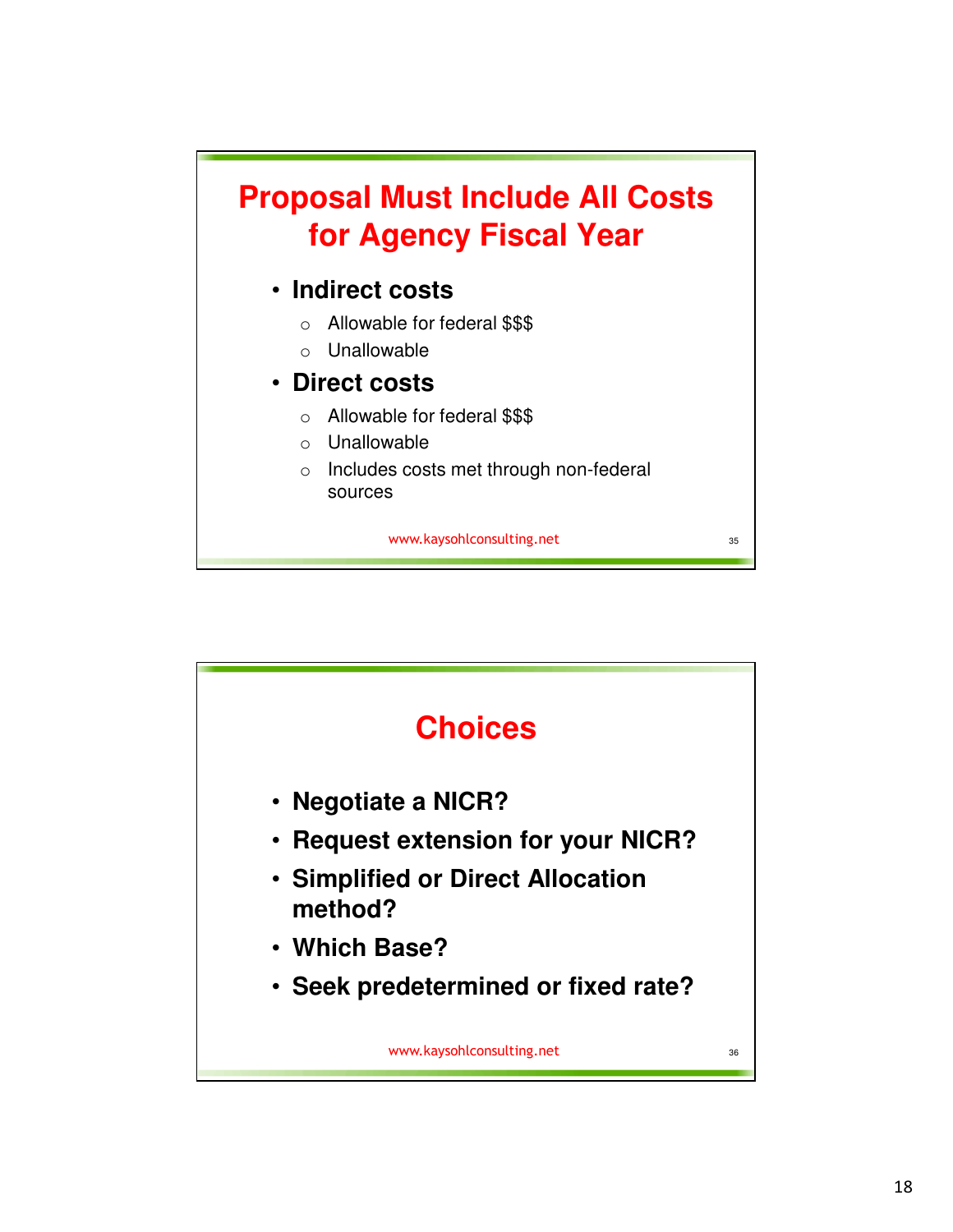## Proposal Must Include All Costs for Agency Fiscal Year

- **Indirect costs**
  - Allowable for federal $$$
  - Unallowable
- **Direct costs**
  - Allowable for federal $$$
  - Unallowable
  - Includes costs met through non-federal sources

www.kaysohlconsulting.net

## Choices

- **Negotiate a NICR?**
- **Request extension for your NICR?**
- **Simplified or Direct Allocation method?**
- **Which Base?**
- **Seek predetermined or fixed rate?**

www.kaysohlconsulting.net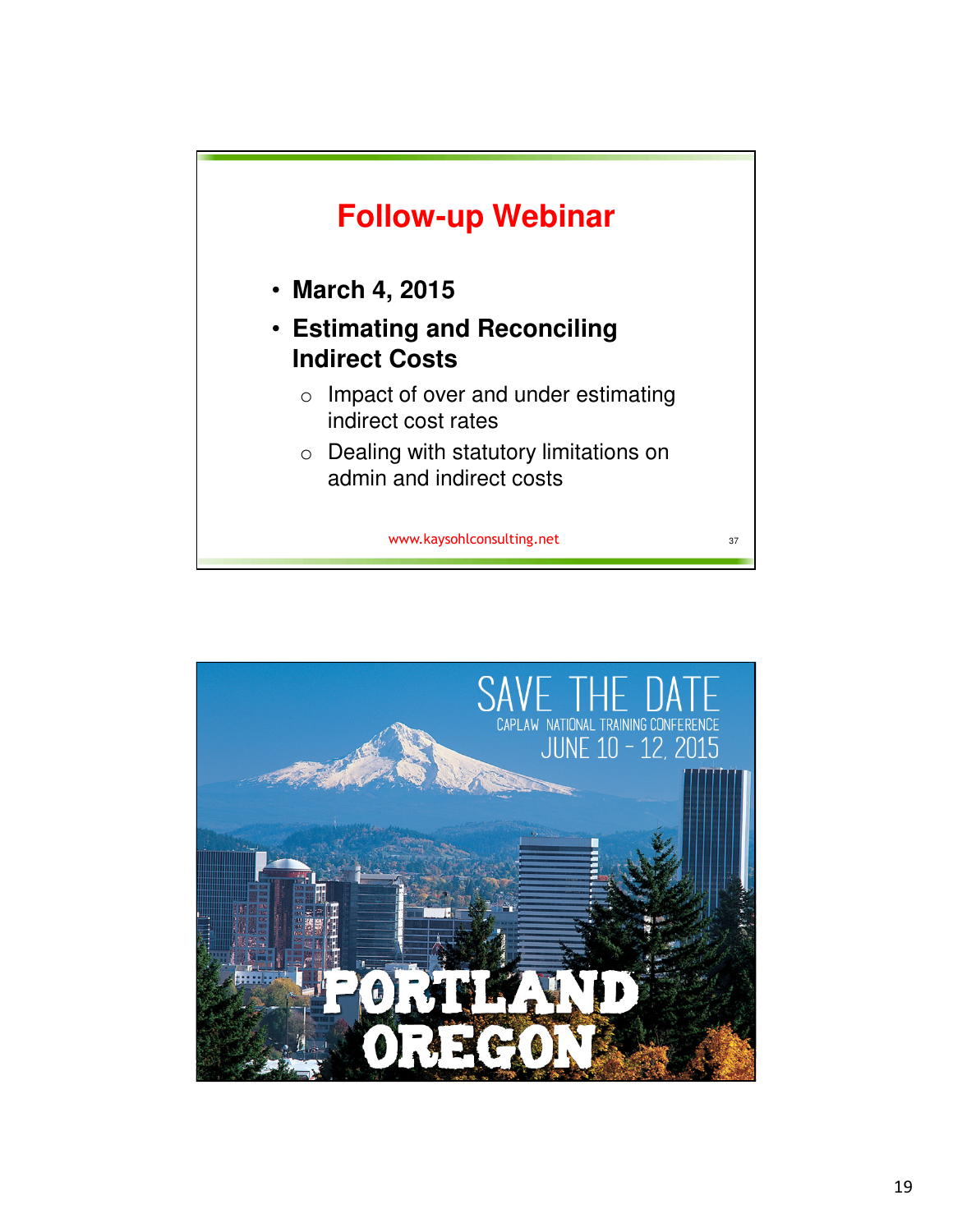## Follow-up Webinar

- **March 4, 2015**
- **Estimating and Reconciling Indirect Costs**
  - Impact of over and under estimating indirect cost rates
  - Dealing with statutory limitations on admin and indirect costs

www.kaysohlconsulting.net

SAVE THE DATE

CAPLAW NATIONAL TRAINING CONFERENCE

JUNE 10 – 12, 2015

PORTLAND OREGON